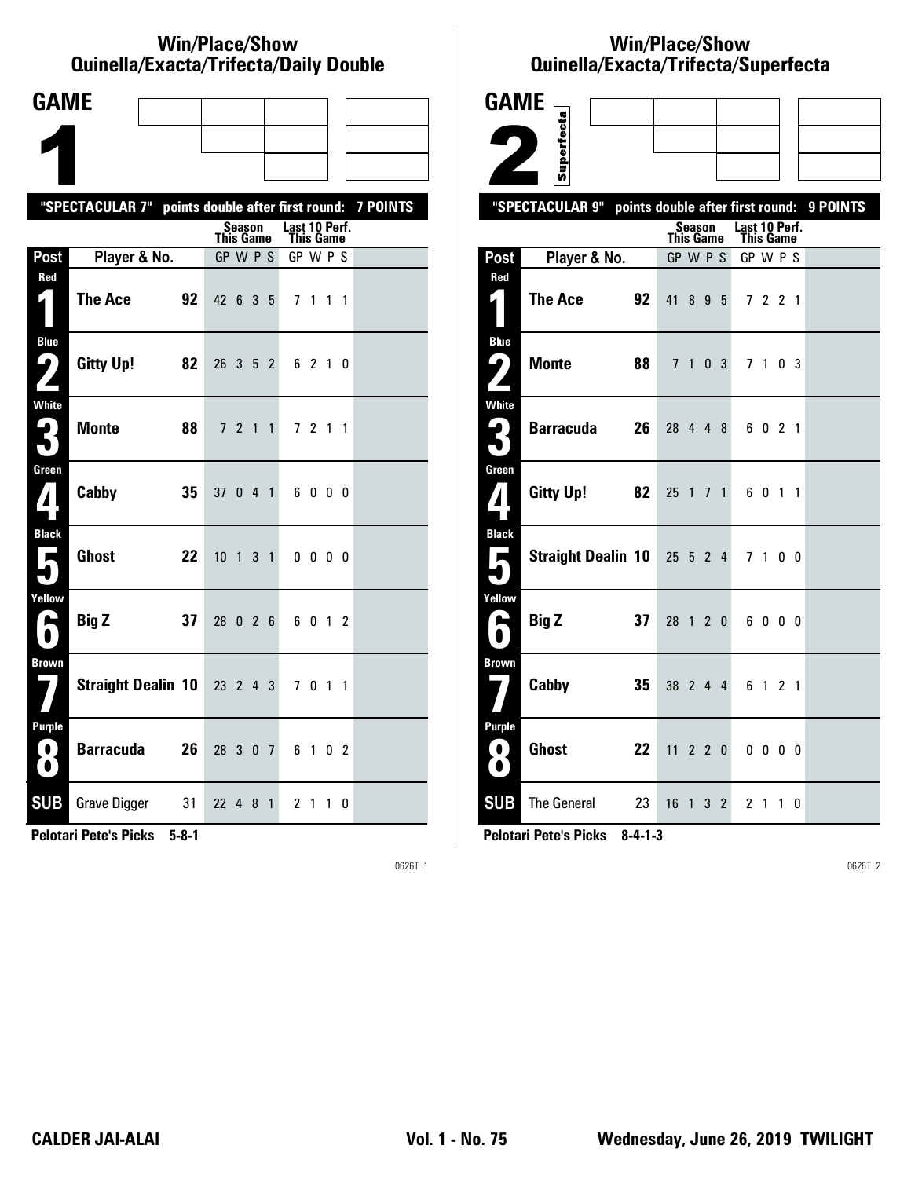## Win/Place/Show Quinella/Exacta/Trifecta/Daily Double

# GAME 1

**"SPECTACULAR 7" points double after first round: 7 POINTS**

| Post | Player & No. | | Season This Game GP W P S | Last 10 Perf. This Game GP W P S |
|---|---|---|---|---|
| Red 1 | The Ace | 92 | 42 6 3 5 | 7 1 1 1 |
| Blue 2 | Gitty Up! | 82 | 26 3 5 2 | 6 2 1 0 |
| White 3 | Monte | 88 | 7 2 1 1 | 7 2 1 1 |
| Green 4 | Cabby | 35 | 37 0 4 1 | 6 0 0 0 |
| Black 5 | Ghost | 22 | 10 1 3 1 | 0 0 0 0 |
| Yellow 6 | Big Z | 37 | 28 0 2 6 | 6 0 1 2 |
| Brown 7 | Straight Dealin | 10 | 23 2 4 3 | 7 0 1 1 |
| Purple 8 | Barracuda | 26 | 28 3 0 7 | 6 1 0 2 |
| SUB | Grave Digger | 31 | 22 4 8 1 | 2 1 1 0 |

**Pelotari Pete's Picks 5-8-1**

0626T 1

## Win/Place/Show Quinella/Exacta/Trifecta/Superfecta

# GAME 2

Superfecta

**"SPECTACULAR 9" points double after first round: 9 POINTS**

| Post | Player & No. | | Season This Game GP W P S | Last 10 Perf. This Game GP W P S |
|---|---|---|---|---|
| Red 1 | The Ace | 92 | 41 8 9 5 | 7 2 2 1 |
| Blue 2 | Monte | 88 | 7 1 0 3 | 7 1 0 3 |
| White 3 | Barracuda | 26 | 28 4 4 8 | 6 0 2 1 |
| Green 4 | Gitty Up! | 82 | 25 1 7 1 | 6 0 1 1 |
| Black 5 | Straight Dealin | 10 | 25 5 2 4 | 7 1 0 0 |
| Yellow 6 | Big Z | 37 | 28 1 2 0 | 6 0 0 0 |
| Brown 7 | Cabby | 35 | 38 2 4 4 | 6 1 2 1 |
| Purple 8 | Ghost | 22 | 11 2 2 0 | 0 0 0 0 |
| SUB | The General | 23 | 16 1 3 2 | 2 1 1 0 |

**Pelotari Pete's Picks 8-4-1-3**

0626T 2

**CALDER JAI-ALAI** **Vol. 1 - No. 75** **Wednesday, June 26, 2019 TWILIGHT**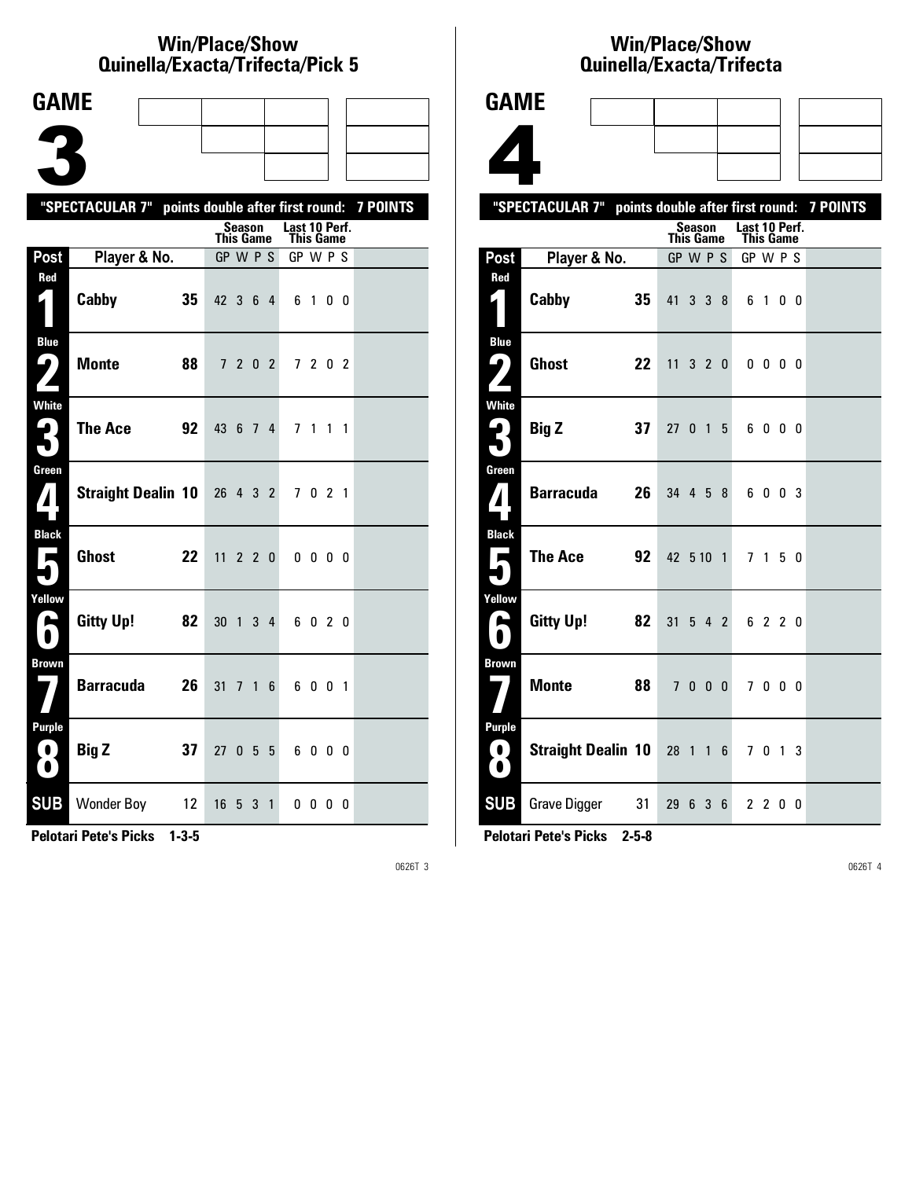# Win/Place/Show Quinella/Exacta/Trifecta/Pick 5

## GAME 3

"SPECTACULAR 7" points double after first round: 7 POINTS

| Post | Player & No. | | Season This Game GP | W | P | S | Last 10 Perf. This Game GP | W | P | S |
|---|---|---|---|---|---|---|---|---|---|---|
| Red 1 | Cabby | 35 | 42 | 3 | 6 | 4 | 6 | 1 | 0 | 0 |
| Blue 2 | Monte | 88 | 7 | 2 | 0 | 2 | 7 | 2 | 0 | 2 |
| White 3 | The Ace | 92 | 43 | 6 | 7 | 4 | 7 | 1 | 1 | 1 |
| Green 4 | Straight Dealin | 10 | 26 | 4 | 3 | 2 | 7 | 0 | 2 | 1 |
| Black 5 | Ghost | 22 | 11 | 2 | 2 | 0 | 0 | 0 | 0 | 0 |
| Yellow 6 | Gitty Up! | 82 | 30 | 1 | 3 | 4 | 6 | 0 | 2 | 0 |
| Brown 7 | Barracuda | 26 | 31 | 7 | 1 | 6 | 6 | 0 | 0 | 1 |
| Purple 8 | Big Z | 37 | 27 | 0 | 5 | 5 | 6 | 0 | 0 | 0 |
| SUB | Wonder Boy | 12 | 16 | 5 | 3 | 1 | 0 | 0 | 0 | 0 |

**Pelotari Pete's Picks 1-3-5**

# Win/Place/Show Quinella/Exacta/Trifecta

## GAME 4

"SPECTACULAR 7" points double after first round: 7 POINTS

| Post | Player & No. | | Season This Game GP | W | P | S | Last 10 Perf. This Game GP | W | P | S |
|---|---|---|---|---|---|---|---|---|---|---|
| Red 1 | Cabby | 35 | 41 | 3 | 3 | 8 | 6 | 1 | 0 | 0 |
| Blue 2 | Ghost | 22 | 11 | 3 | 2 | 0 | 0 | 0 | 0 | 0 |
| White 3 | Big Z | 37 | 27 | 0 | 1 | 5 | 6 | 0 | 0 | 0 |
| Green 4 | Barracuda | 26 | 34 | 4 | 5 | 8 | 6 | 0 | 0 | 3 |
| Black 5 | The Ace | 92 | 42 | 5 | 10 | 1 | 7 | 1 | 5 | 0 |
| Yellow 6 | Gitty Up! | 82 | 31 | 5 | 4 | 2 | 6 | 2 | 2 | 0 |
| Brown 7 | Monte | 88 | 7 | 0 | 0 | 0 | 7 | 0 | 0 | 0 |
| Purple 8 | Straight Dealin | 10 | 28 | 1 | 1 | 6 | 7 | 0 | 1 | 3 |
| SUB | Grave Digger | 31 | 29 | 6 | 3 | 6 | 2 | 2 | 0 | 0 |

**Pelotari Pete's Picks 2-5-8**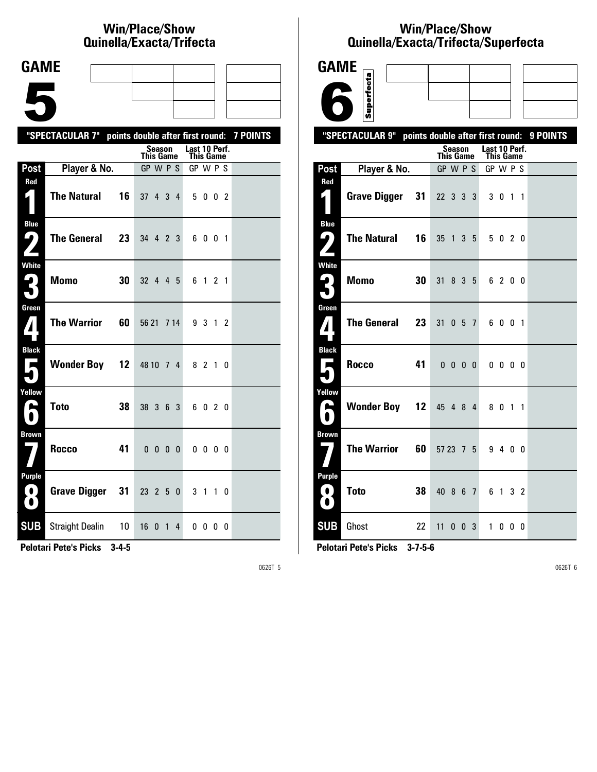## Win/Place/Show
## Quinella/Exacta/Trifecta

# GAME 5

"SPECTACULAR 7" points double after first round: 7 POINTS

| Post | Player & No. | | Season This Game GP W P S | Last 10 Perf. This Game GP W P S |
|---|---|---|---|---|
| Red 1 | The Natural | 16 | 37 4 3 4 | 5 0 0 2 |
| Blue 2 | The General | 23 | 34 4 2 3 | 6 0 0 1 |
| White 3 | Momo | 30 | 32 4 4 5 | 6 1 2 1 |
| Green 4 | The Warrior | 60 | 56 21 7 14 | 9 3 1 2 |
| Black 5 | Wonder Boy | 12 | 48 10 7 4 | 8 2 1 0 |
| Yellow 6 | Toto | 38 | 38 3 6 3 | 6 0 2 0 |
| Brown 7 | Rocco | 41 | 0 0 0 0 | 0 0 0 0 |
| Purple 8 | Grave Digger | 31 | 23 2 5 0 | 3 1 1 0 |
| SUB | Straight Dealin | 10 | 16 0 1 4 | 0 0 0 0 |

**Pelotari Pete's Picks 3-4-5**

0626T 5

## Win/Place/Show
## Quinella/Exacta/Trifecta/Superfecta

# GAME 6

Superfecta

"SPECTACULAR 9" points double after first round: 9 POINTS

| Post | Player & No. | | Season This Game GP W P S | Last 10 Perf. This Game GP W P S |
|---|---|---|---|---|
| Red 1 | Grave Digger | 31 | 22 3 3 3 | 3 0 1 1 |
| Blue 2 | The Natural | 16 | 35 1 3 5 | 5 0 2 0 |
| White 3 | Momo | 30 | 31 8 3 5 | 6 2 0 0 |
| Green 4 | The General | 23 | 31 0 5 7 | 6 0 0 1 |
| Black 5 | Rocco | 41 | 0 0 0 0 | 0 0 0 0 |
| Yellow 6 | Wonder Boy | 12 | 45 4 8 4 | 8 0 1 1 |
| Brown 7 | The Warrior | 60 | 57 23 7 5 | 9 4 0 0 |
| Purple 8 | Toto | 38 | 40 8 6 7 | 6 1 3 2 |
| SUB | Ghost | 22 | 11 0 0 3 | 1 0 0 0 |

**Pelotari Pete's Picks 3-7-5-6**

0626T 6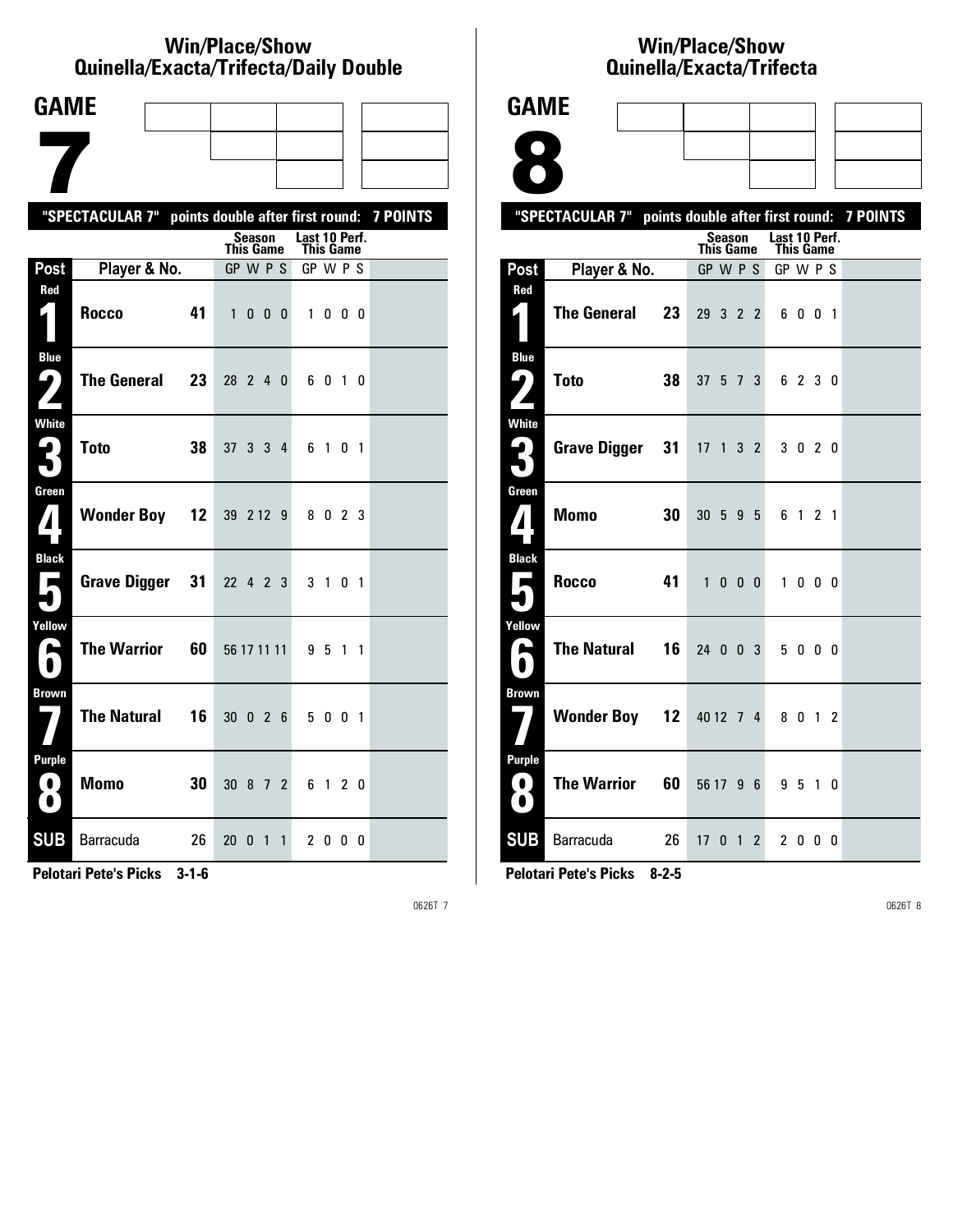## Win/Place/Show Quinella/Exacta/Trifecta/Daily Double

# GAME 7

**"SPECTACULAR 7" points double after first round: 7 POINTS**

| Post | Player & No. | | Season This Game GP W P S | Last 10 Perf. This Game GP W P S |
|---|---|---|---|---|
| Red 1 | Rocco | 41 | 1 0 0 0 | 1 0 0 0 |
| Blue 2 | The General | 23 | 28 2 4 0 | 6 0 1 0 |
| White 3 | Toto | 38 | 37 3 3 4 | 6 1 0 1 |
| Green 4 | Wonder Boy | 12 | 39 2 12 9 | 8 0 2 3 |
| Black 5 | Grave Digger | 31 | 22 4 2 3 | 3 1 0 1 |
| Yellow 6 | The Warrior | 60 | 56 17 11 11 | 9 5 1 1 |
| Brown 7 | The Natural | 16 | 30 0 2 6 | 5 0 0 1 |
| Purple 8 | Momo | 30 | 30 8 7 2 | 6 1 2 0 |
| SUB | Barracuda | 26 | 20 0 1 1 | 2 0 0 0 |

**Pelotari Pete's Picks 3-1-6**

0626T 7

## Win/Place/Show Quinella/Exacta/Trifecta

# GAME 8

**"SPECTACULAR 7" points double after first round: 7 POINTS**

| Post | Player & No. | | Season This Game GP W P S | Last 10 Perf. This Game GP W P S |
|---|---|---|---|---|
| Red 1 | The General | 23 | 29 3 2 2 | 6 0 0 1 |
| Blue 2 | Toto | 38 | 37 5 7 3 | 6 2 3 0 |
| White 3 | Grave Digger | 31 | 17 1 3 2 | 3 0 2 0 |
| Green 4 | Momo | 30 | 30 5 9 5 | 6 1 2 1 |
| Black 5 | Rocco | 41 | 1 0 0 0 | 1 0 0 0 |
| Yellow 6 | The Natural | 16 | 24 0 0 3 | 5 0 0 0 |
| Brown 7 | Wonder Boy | 12 | 40 12 7 4 | 8 0 1 2 |
| Purple 8 | The Warrior | 60 | 56 17 9 6 | 9 5 1 0 |
| SUB | Barracuda | 26 | 17 0 1 2 | 2 0 0 0 |

**Pelotari Pete's Picks 8-2-5**

0626T 8